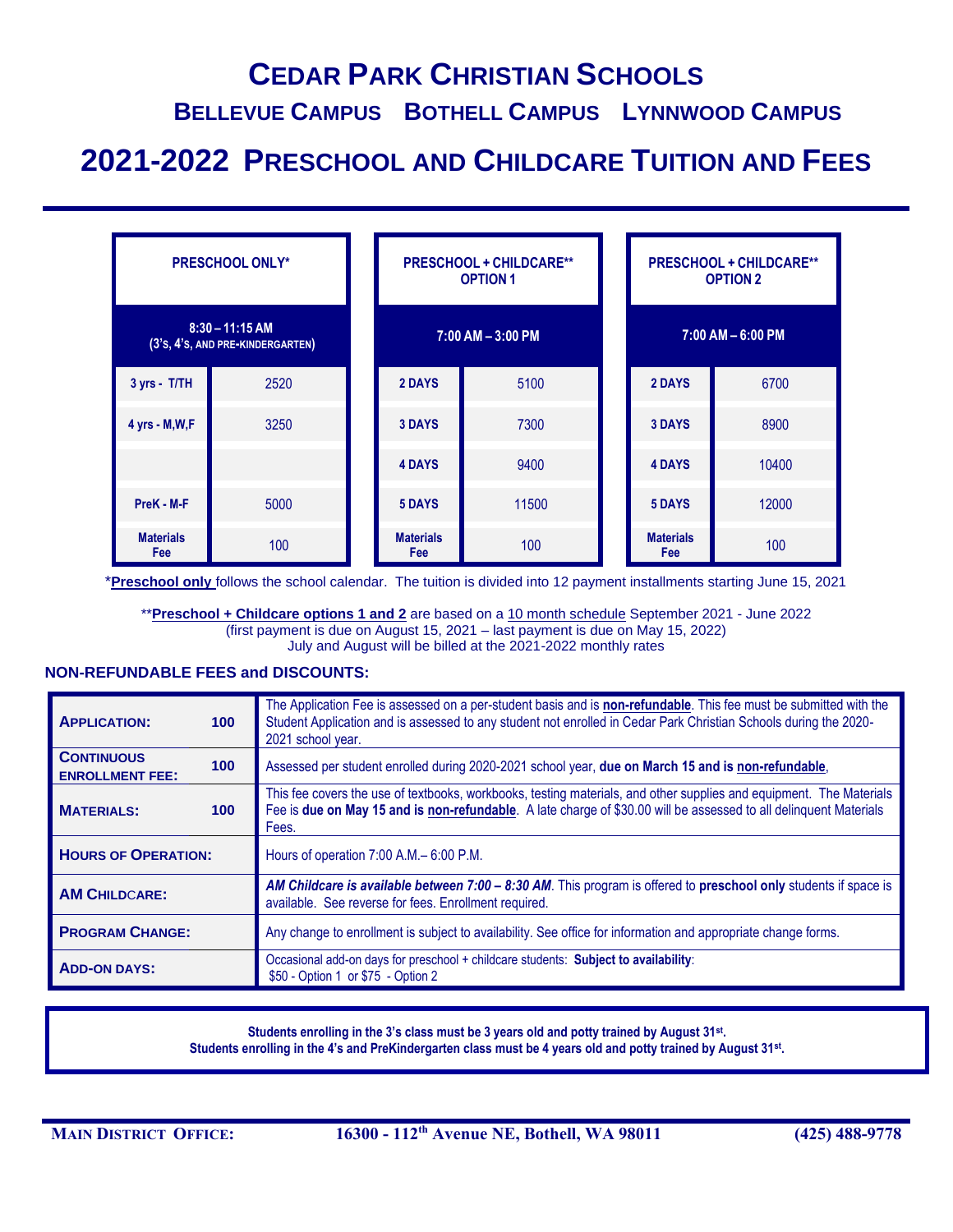# Cedar Park Christian Schools

## Bellevue Campus   Bothell Campus   Lynnwood Campus

# 2021-2022 Preschool and Childcare Tuition and Fees

| **PRESCHOOL ONLY*** | | **PRESCHOOL + CHILDCARE** OPTION 1** | | **PRESCHOOL + CHILDCARE** OPTION 2** | |
|---|---|---|---|---|---|
| **8:30 – 11:15 AM (3's, 4's, and Pre-Kindergarten)** | | **7:00 AM – 3:00 PM** | | **7:00 AM – 6:00 PM** | |
| **3 yrs - T/TH** | 2520 | **2 DAYS** | 5100 | **2 DAYS** | 6700 |
| **4 yrs - M,W,F** | 3250 | **3 DAYS** | 7300 | **3 DAYS** | 8900 |
| | | **4 DAYS** | 9400 | **4 DAYS** | 10400 |
| **PreK - M-F** | 5000 | **5 DAYS** | 11500 | **5 DAYS** | 12000 |
| **Materials Fee** | 100 | **Materials Fee** | 100 | **Materials Fee** | 100 |

\***Preschool only** follows the school calendar. The tuition is divided into 12 payment installments starting June 15, 2021

\*\***Preschool + Childcare options 1 and 2** are based on a 10 month schedule September 2021 - June 2022
(first payment is due on August 15, 2021 – last payment is due on May 15, 2022)
July and August will be billed at the 2021-2022 monthly rates

### NON-REFUNDABLE FEES and DISCOUNTS:

| | | |
|---|---|---|
| **APPLICATION:** | **100** | The Application Fee is assessed on a per-student basis and is **non-refundable**. This fee must be submitted with the Student Application and is assessed to any student not enrolled in Cedar Park Christian Schools during the 2020-2021 school year. |
| **CONTINUOUS ENROLLMENT FEE:** | **100** | Assessed per student enrolled during 2020-2021 school year, **due on March 15 and is non-refundable**, |
| **MATERIALS:** | **100** | This fee covers the use of textbooks, workbooks, testing materials, and other supplies and equipment. The Materials Fee is **due on May 15 and is non-refundable**. A late charge of $30.00 will be assessed to all delinquent Materials Fees. |
| **HOURS OF OPERATION:** | | Hours of operation 7:00 A.M.– 6:00 P.M. |
| **AM CHILDCARE:** | | ***AM Childcare is available between 7:00 – 8:30 AM***. This program is offered to **preschool only** students if space is available. See reverse for fees. Enrollment required. |
| **PROGRAM CHANGE:** | | Any change to enrollment is subject to availability. See office for information and appropriate change forms. |
| **ADD-ON DAYS:** | | Occasional add-on days for preschool + childcare students: **Subject to availability**: $50 - Option 1 or $75 - Option 2 |

**Students enrolling in the 3's class must be 3 years old and potty trained by August 31st.**
**Students enrolling in the 4's and PreKindergarten class must be 4 years old and potty trained by August 31st.**

**MAIN DISTRICT OFFICE:** **16300 - 112th Avenue NE, Bothell, WA 98011** **(425) 488-9778**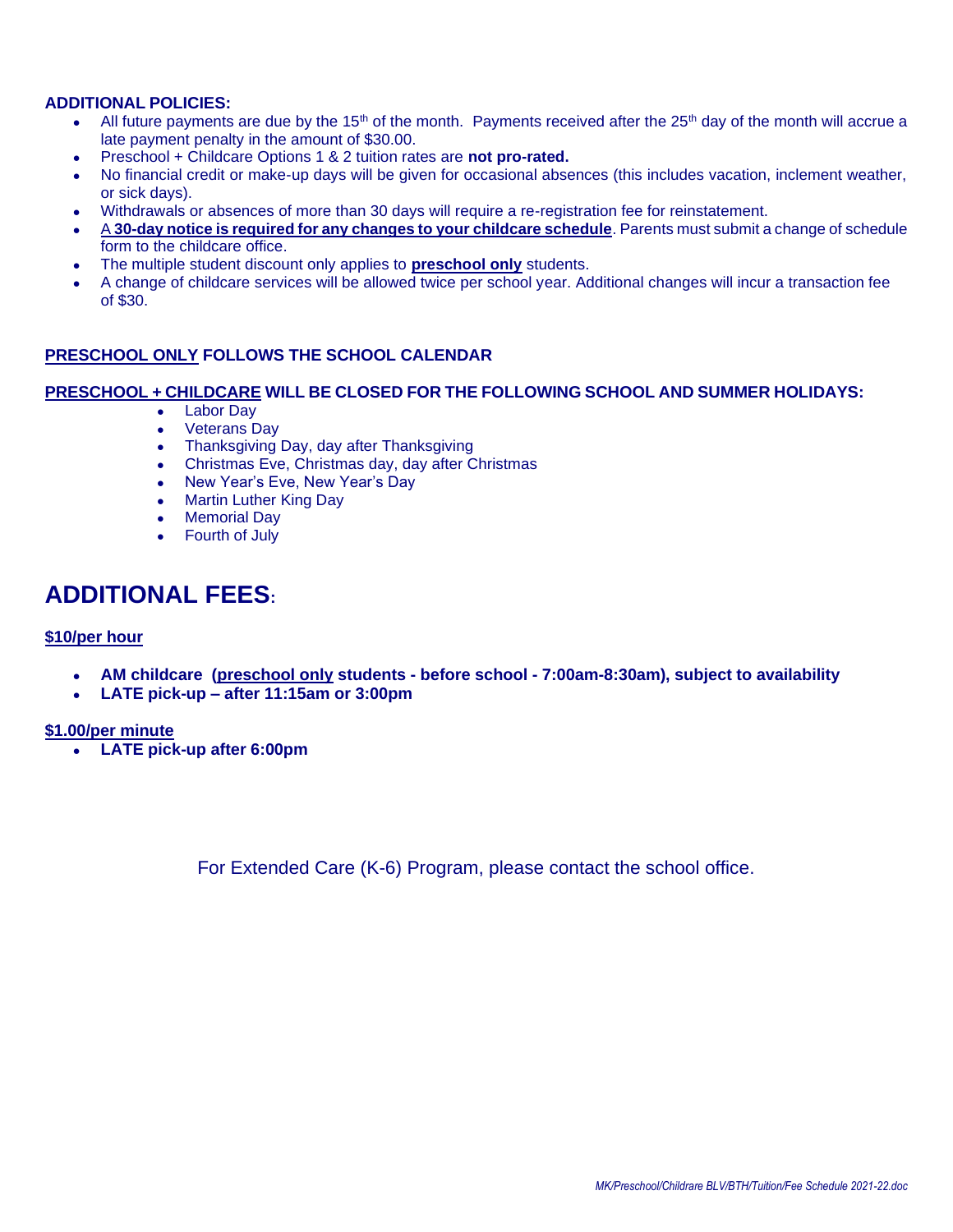**ADDITIONAL POLICIES:**

- All future payments are due by the 15th of the month. Payments received after the 25th day of the month will accrue a late payment penalty in the amount of $30.00.
- Preschool + Childcare Options 1 & 2 tuition rates are **not pro-rated.**
- No financial credit or make-up days will be given for occasional absences (this includes vacation, inclement weather, or sick days).
- Withdrawals or absences of more than 30 days will require a re-registration fee for reinstatement.
- A **30-day notice is required for any changes to your childcare schedule**. Parents must submit a change of schedule form to the childcare office.
- The multiple student discount only applies to **preschool only** students.
- A change of childcare services will be allowed twice per school year. Additional changes will incur a transaction fee of $30.

**PRESCHOOL ONLY FOLLOWS THE SCHOOL CALENDAR**

**PRESCHOOL + CHILDCARE WILL BE CLOSED FOR THE FOLLOWING SCHOOL AND SUMMER HOLIDAYS:**

- Labor Day
- Veterans Day
- Thanksgiving Day, day after Thanksgiving
- Christmas Eve, Christmas day, day after Christmas
- New Year's Eve, New Year's Day
- Martin Luther King Day
- Memorial Day
- Fourth of July

# ADDITIONAL FEES:

**$10/per hour**

- **AM childcare (preschool only students - before school - 7:00am-8:30am), subject to availability**
- **LATE pick-up – after 11:15am or 3:00pm**

**$1.00/per minute**

- **LATE pick-up after 6:00pm**

For Extended Care (K-6) Program, please contact the school office.

*MK/Preschool/Childrare BLV/BTH/Tuition/Fee Schedule 2021-22.doc*